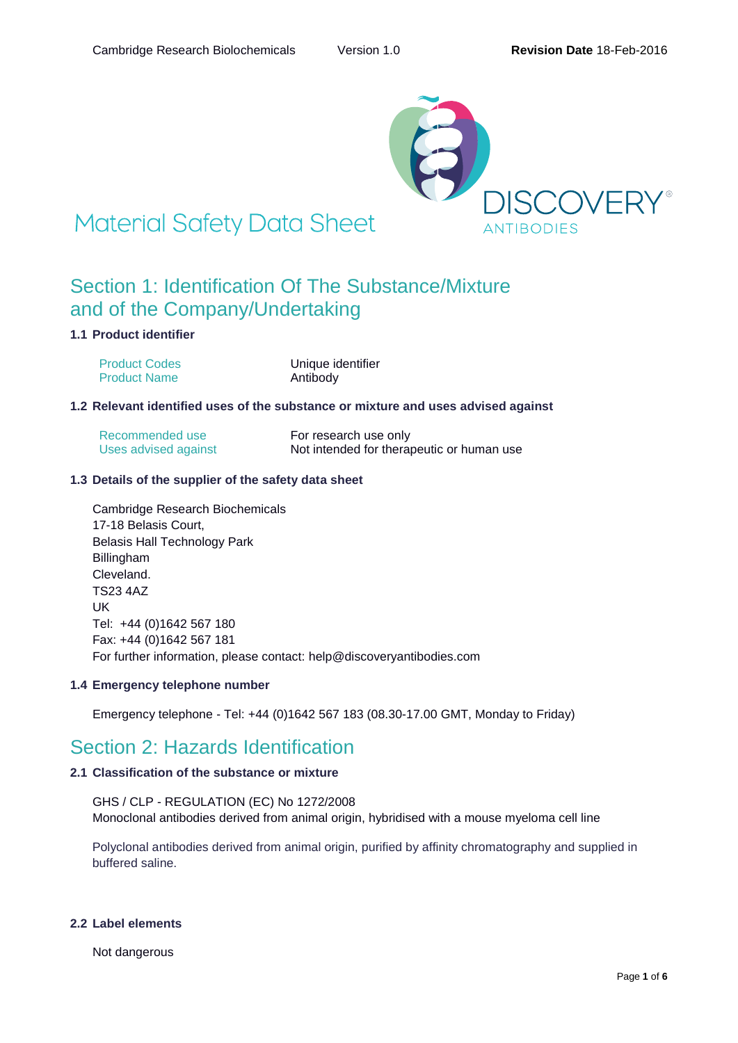# Material Safety Data Sheet

## Section 1: Identification Of The Substance/Mixture and of the Company/Undertaking

### 1.1 Product identifier

| | |
|---|---|
| Product Codes | Unique identifier |
| Product Name | Antibody |

### 1.2 Relevant identified uses of the substance or mixture and uses advised against

| | |
|---|---|
| Recommended use | For research use only |
| Uses advised against | Not intended for therapeutic or human use |

### 1.3 Details of the supplier of the safety data sheet

Cambridge Research Biochemicals
17-18 Belasis Court,
Belasis Hall Technology Park
Billingham
Cleveland.
TS23 4AZ
UK
Tel: +44 (0)1642 567 180
Fax: +44 (0)1642 567 181
For further information, please contact: help@discoveryantibodies.com

### 1.4 Emergency telephone number

Emergency telephone - Tel: +44 (0)1642 567 183 (08.30-17.00 GMT, Monday to Friday)

## Section 2: Hazards Identification

### 2.1 Classification of the substance or mixture

GHS / CLP - REGULATION (EC) No 1272/2008
Monoclonal antibodies derived from animal origin, hybridised with a mouse myeloma cell line

Polyclonal antibodies derived from animal origin, purified by affinity chromatography and supplied in buffered saline.

### 2.2 Label elements

Not dangerous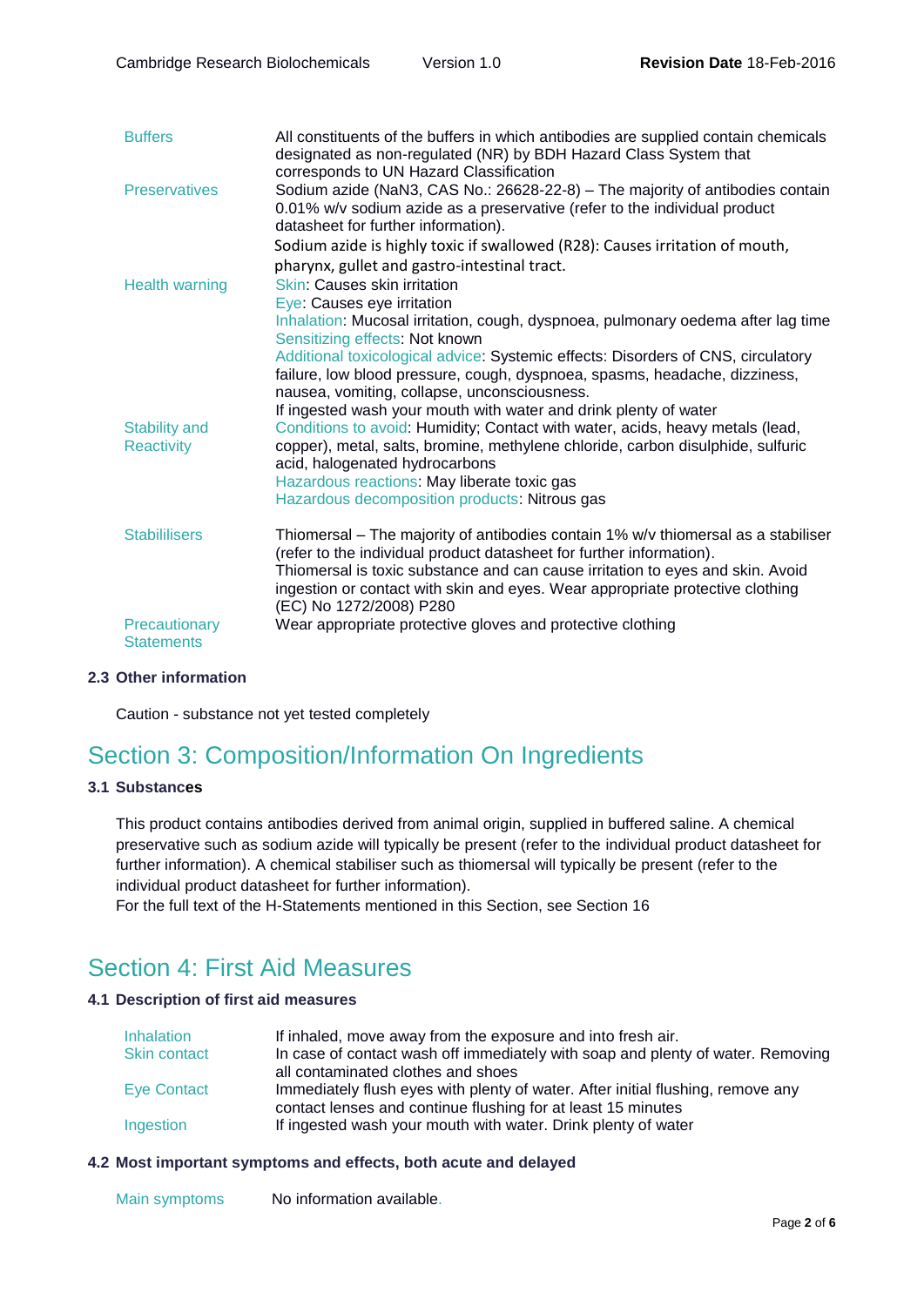| | |
|---|---|
| Buffers | All constituents of the buffers in which antibodies are supplied contain chemicals designated as non-regulated (NR) by BDH Hazard Class System that corresponds to UN Hazard Classification |
| Preservatives | Sodium azide ($NaN_3$, CAS No.: 26628-22-8) – The majority of antibodies contain 0.01% w/v sodium azide as a preservative (refer to the individual product datasheet for further information). Sodium azide is highly toxic if swallowed (R28): Causes irritation of mouth, pharynx, gullet and gastro-intestinal tract. |
| Health warning | Skin: Causes skin irritation<br>Eye: Causes eye irritation<br>Inhalation: Mucosal irritation, cough, dyspnoea, pulmonary oedema after lag time<br>Sensitizing effects: Not known<br>Additional toxicological advice: Systemic effects: Disorders of CNS, circulatory failure, low blood pressure, cough, dyspnoea, spasms, headache, dizziness, nausea, vomiting, collapse, unconsciousness.<br>If ingested wash your mouth with water and drink plenty of water |
| Stability and Reactivity | Conditions to avoid: Humidity; Contact with water, acids, heavy metals (lead, copper), metal, salts, bromine, methylene chloride, carbon disulphide, sulfuric acid, halogenated hydrocarbons<br>Hazardous reactions: May liberate toxic gas<br>Hazardous decomposition products: Nitrous gas |
| Stabililisers | Thiomersal – The majority of antibodies contain 1% w/v thiomersal as a stabiliser (refer to the individual product datasheet for further information).<br>Thiomersal is toxic substance and can cause irritation to eyes and skin. Avoid ingestion or contact with skin and eyes. Wear appropriate protective clothing (EC) No 1272/2008) P280 |
| Precautionary Statements | Wear appropriate protective gloves and protective clothing |

### 2.3 Other information

Caution - substance not yet tested completely

# Section 3: Composition/Information On Ingredients

### 3.1 Substances

This product contains antibodies derived from animal origin, supplied in buffered saline. A chemical preservative such as sodium azide will typically be present (refer to the individual product datasheet for further information). A chemical stabiliser such as thiomersal will typically be present (refer to the individual product datasheet for further information).
For the full text of the H-Statements mentioned in this Section, see Section 16

# Section 4: First Aid Measures

### 4.1 Description of first aid measures

| | |
|---|---|
| Inhalation | If inhaled, move away from the exposure and into fresh air. |
| Skin contact | In case of contact wash off immediately with soap and plenty of water. Removing all contaminated clothes and shoes |
| Eye Contact | Immediately flush eyes with plenty of water. After initial flushing, remove any contact lenses and continue flushing for at least 15 minutes |
| Ingestion | If ingested wash your mouth with water. Drink plenty of water |

### 4.2 Most important symptoms and effects, both acute and delayed

| | |
|---|---|
| Main symptoms | No information available. |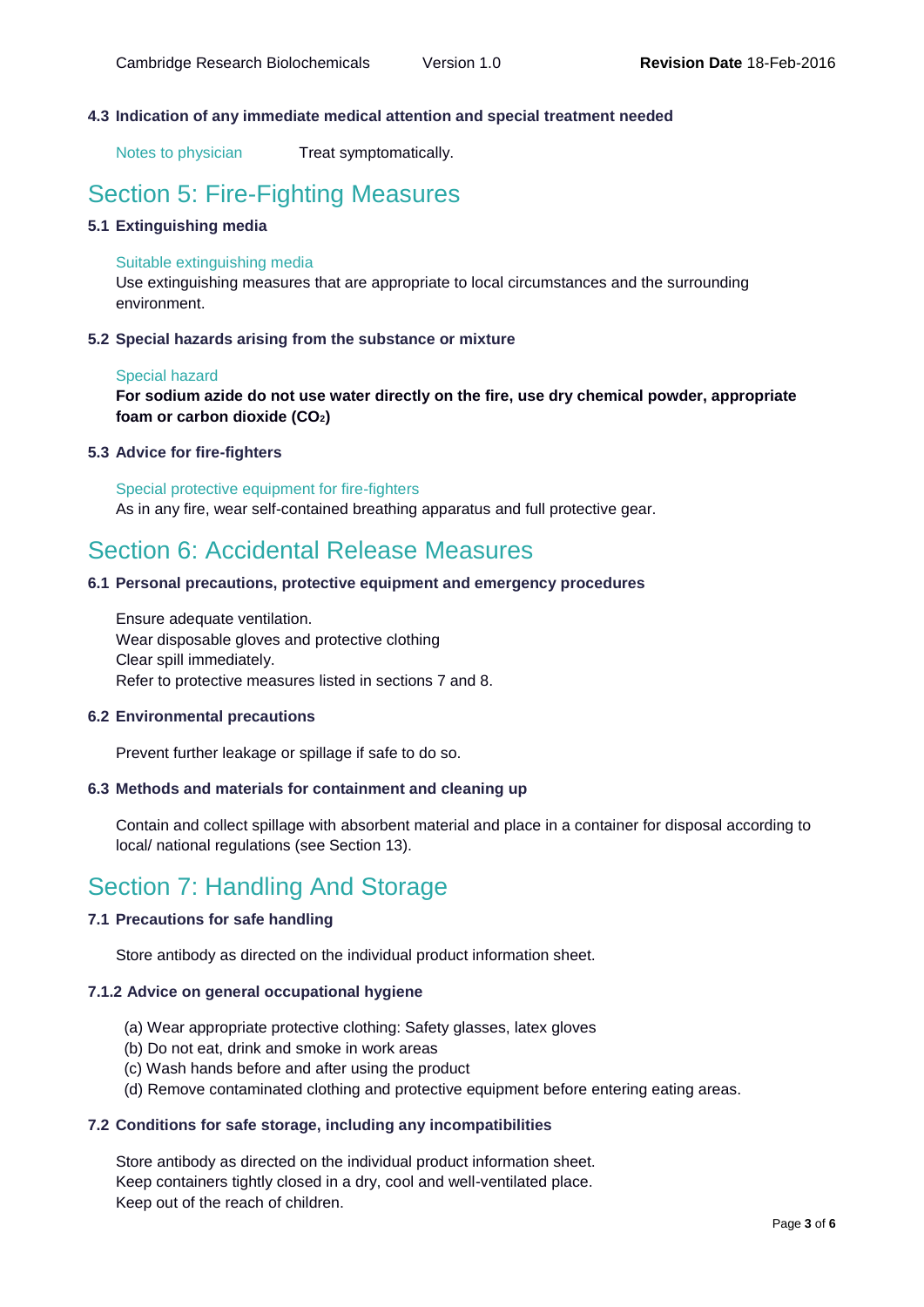### 4.3 Indication of any immediate medical attention and special treatment needed

Notes to physician — Treat symptomatically.

## Section 5: Fire-Fighting Measures

### 5.1 Extinguishing media

Suitable extinguishing media

Use extinguishing measures that are appropriate to local circumstances and the surrounding environment.

### 5.2 Special hazards arising from the substance or mixture

Special hazard

**For sodium azide do not use water directly on the fire, use dry chemical powder, appropriate foam or carbon dioxide ($CO_2$)**

### 5.3 Advice for fire-fighters

Special protective equipment for fire-fighters

As in any fire, wear self-contained breathing apparatus and full protective gear.

## Section 6: Accidental Release Measures

### 6.1 Personal precautions, protective equipment and emergency procedures

Ensure adequate ventilation.
Wear disposable gloves and protective clothing
Clear spill immediately.
Refer to protective measures listed in sections 7 and 8.

### 6.2 Environmental precautions

Prevent further leakage or spillage if safe to do so.

### 6.3 Methods and materials for containment and cleaning up

Contain and collect spillage with absorbent material and place in a container for disposal according to local/ national regulations (see Section 13).

## Section 7: Handling And Storage

### 7.1 Precautions for safe handling

Store antibody as directed on the individual product information sheet.

### 7.1.2 Advice on general occupational hygiene

(a) Wear appropriate protective clothing: Safety glasses, latex gloves
(b) Do not eat, drink and smoke in work areas
(c) Wash hands before and after using the product
(d) Remove contaminated clothing and protective equipment before entering eating areas.

### 7.2 Conditions for safe storage, including any incompatibilities

Store antibody as directed on the individual product information sheet.
Keep containers tightly closed in a dry, cool and well-ventilated place.
Keep out of the reach of children.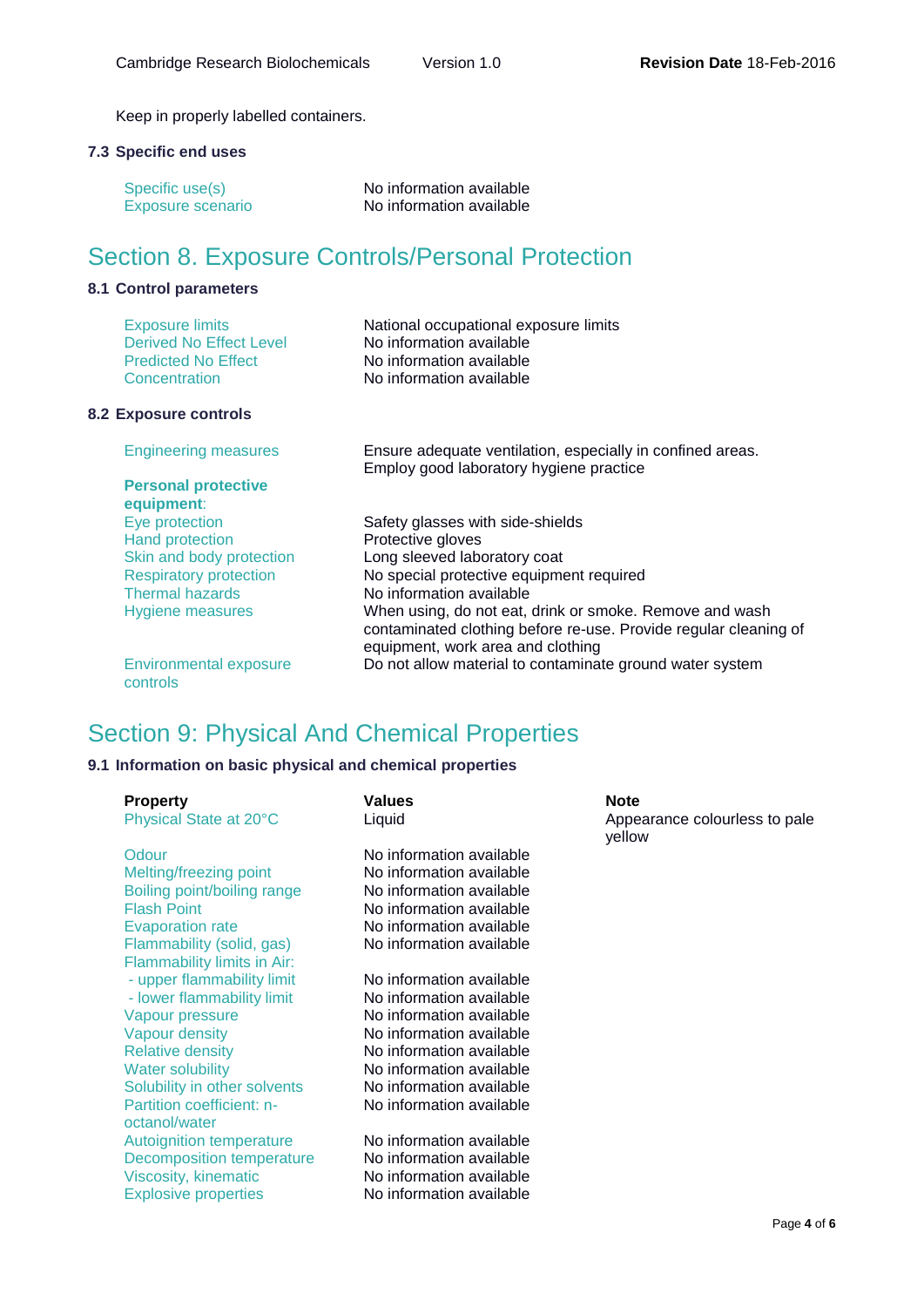Keep in properly labelled containers.

### 7.3 Specific end uses

| | |
|---|---|
| Specific use(s) | No information available |
| Exposure scenario | No information available |

# Section 8. Exposure Controls/Personal Protection

### 8.1 Control parameters

| | |
|---|---|
| Exposure limits | National occupational exposure limits |
| Derived No Effect Level | No information available |
| Predicted No Effect Concentration | No information available |
| | No information available |

### 8.2 Exposure controls

| | |
|---|---|
| Engineering measures | Ensure adequate ventilation, especially in confined areas. Employ good laboratory hygiene practice |
| **Personal protective equipment**: | |
| Eye protection | Safety glasses with side-shields |
| Hand protection | Protective gloves |
| Skin and body protection | Long sleeved laboratory coat |
| Respiratory protection | No special protective equipment required |
| Thermal hazards | No information available |
| Hygiene measures | When using, do not eat, drink or smoke. Remove and wash contaminated clothing before re-use. Provide regular cleaning of equipment, work area and clothing |
| Environmental exposure controls | Do not allow material to contaminate ground water system |

# Section 9: Physical And Chemical Properties

### 9.1 Information on basic physical and chemical properties

| Property | Values | Note |
|---|---|---|
| Physical State at 20°C | Liquid | Appearance colourless to pale yellow |
| Odour | No information available | |
| Melting/freezing point | No information available | |
| Boiling point/boiling range | No information available | |
| Flash Point | No information available | |
| Evaporation rate | No information available | |
| Flammability (solid, gas) | No information available | |
| Flammability limits in Air: | | |
| - upper flammability limit | No information available | |
| - lower flammability limit | No information available | |
| Vapour pressure | No information available | |
| Vapour density | No information available | |
| Relative density | No information available | |
| Water solubility | No information available | |
| Solubility in other solvents | No information available | |
| Partition coefficient: n-octanol/water | No information available | |
| Autoignition temperature | No information available | |
| Decomposition temperature | No information available | |
| Viscosity, kinematic | No information available | |
| Explosive properties | No information available | |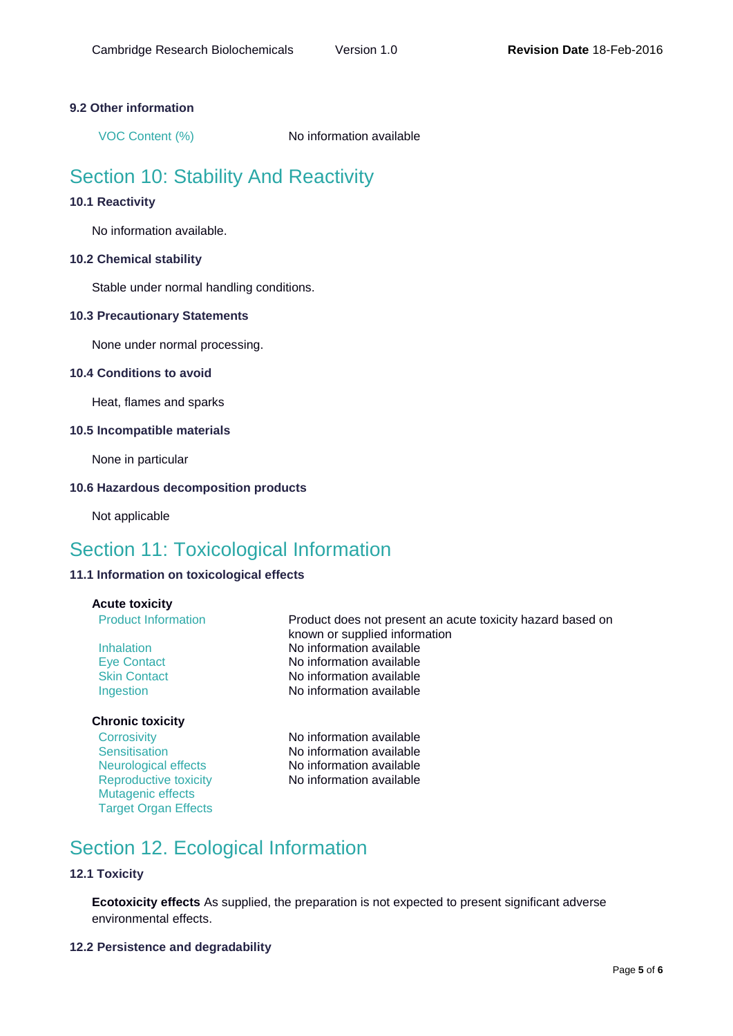### 9.2 Other information

| | |
|---|---|
| VOC Content (%) | No information available |

## Section 10: Stability And Reactivity

### 10.1 Reactivity

No information available.

### 10.2 Chemical stability

Stable under normal handling conditions.

### 10.3 Precautionary Statements

None under normal processing.

### 10.4 Conditions to avoid

Heat, flames and sparks

### 10.5 Incompatible materials

None in particular

### 10.6 Hazardous decomposition products

Not applicable

## Section 11: Toxicological Information

### 11.1 Information on toxicological effects

**Acute toxicity**

| | |
|---|---|
| Product Information | Product does not present an acute toxicity hazard based on known or supplied information |
| Inhalation | No information available |
| Eye Contact | No information available |
| Skin Contact | No information available |
| Ingestion | No information available |

**Chronic toxicity**

| | |
|---|---|
| Corrosivity | No information available |
| Sensitisation | No information available |
| Neurological effects | No information available |
| Reproductive toxicity | No information available |
| Mutagenic effects | |
| Target Organ Effects | |

## Section 12. Ecological Information

### 12.1 Toxicity

**Ecotoxicity effects** As supplied, the preparation is not expected to present significant adverse environmental effects.

### 12.2 Persistence and degradability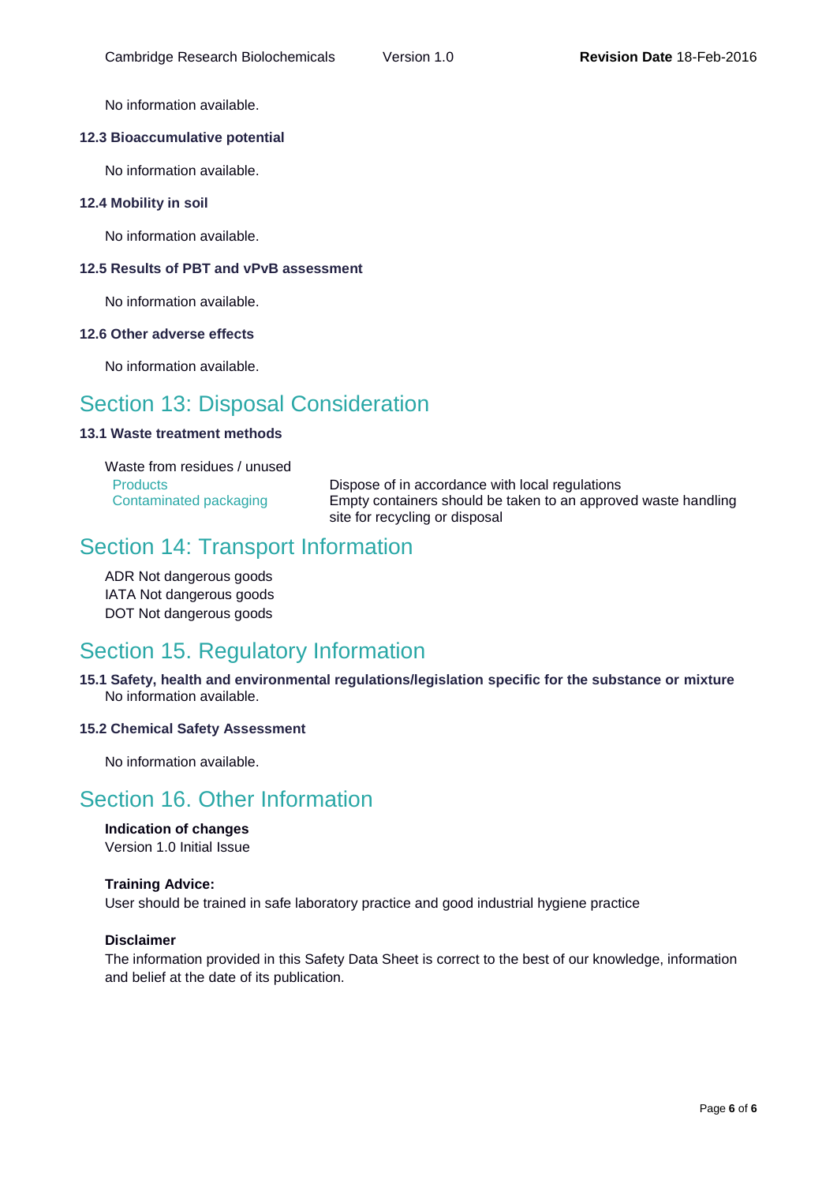No information available.

### 12.3 Bioaccumulative potential

No information available.

### 12.4 Mobility in soil

No information available.

### 12.5 Results of PBT and vPvB assessment

No information available.

### 12.6 Other adverse effects

No information available.

## Section 13: Disposal Consideration

### 13.1 Waste treatment methods

Waste from residues / unused

| | |
|---|---|
| Products | Dispose of in accordance with local regulations |
| Contaminated packaging | Empty containers should be taken to an approved waste handling site for recycling or disposal |

## Section 14: Transport Information

ADR Not dangerous goods
IATA Not dangerous goods
DOT Not dangerous goods

## Section 15. Regulatory Information

### 15.1 Safety, health and environmental regulations/legislation specific for the substance or mixture

No information available.

### 15.2 Chemical Safety Assessment

No information available.

## Section 16. Other Information

**Indication of changes**
Version 1.0 Initial Issue

**Training Advice:**
User should be trained in safe laboratory practice and good industrial hygiene practice

**Disclaimer**
The information provided in this Safety Data Sheet is correct to the best of our knowledge, information and belief at the date of its publication.